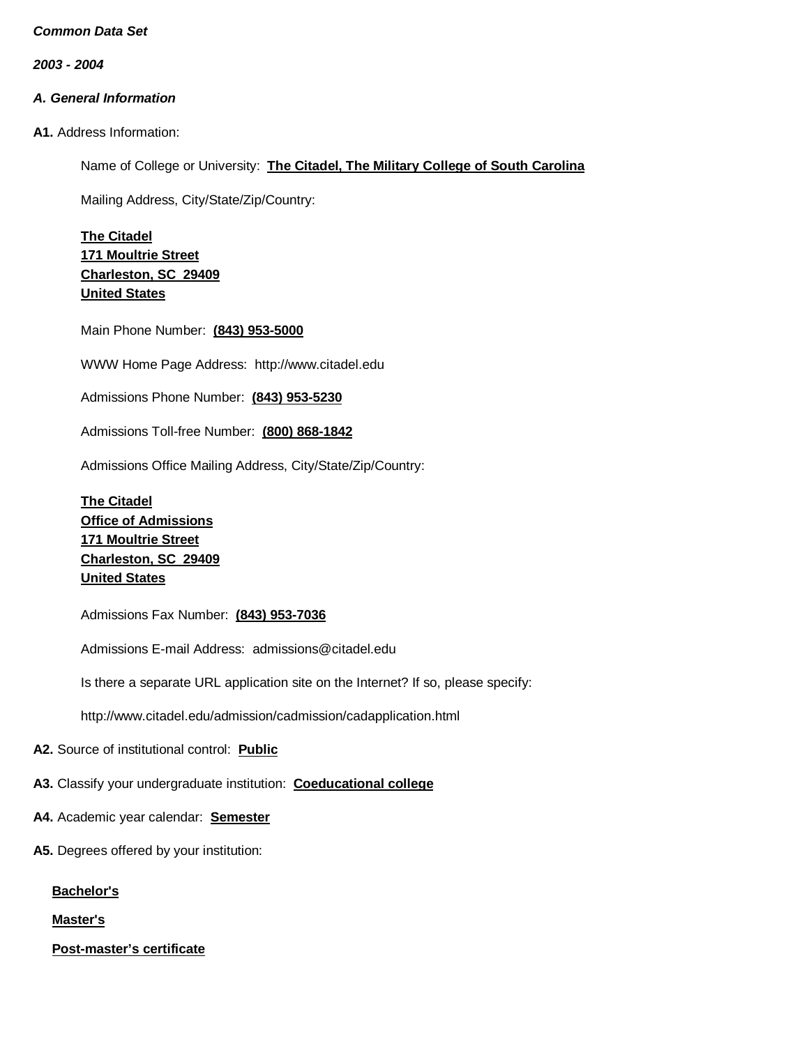***Common Data Set***

***2003 - 2004***

***A. General Information***

**A1.** Address Information:

Name of College or University: **The Citadel, The Military College of South Carolina**

Mailing Address, City/State/Zip/Country:

**The Citadel**
**171 Moultrie Street**
**Charleston, SC 29409**
**United States**

Main Phone Number: **(843) 953-5000**

WWW Home Page Address: http://www.citadel.edu

Admissions Phone Number: **(843) 953-5230**

Admissions Toll-free Number: **(800) 868-1842**

Admissions Office Mailing Address, City/State/Zip/Country:

**The Citadel**
**Office of Admissions**
**171 Moultrie Street**
**Charleston, SC 29409**
**United States**

Admissions Fax Number: **(843) 953-7036**

Admissions E-mail Address: admissions@citadel.edu

Is there a separate URL application site on the Internet? If so, please specify:

http://www.citadel.edu/admission/cadmission/cadapplication.html

**A2.** Source of institutional control: **Public**

**A3.** Classify your undergraduate institution: **Coeducational college**

**A4.** Academic year calendar: **Semester**

**A5.** Degrees offered by your institution:

**Bachelor's**

**Master's**

**Post-master's certificate**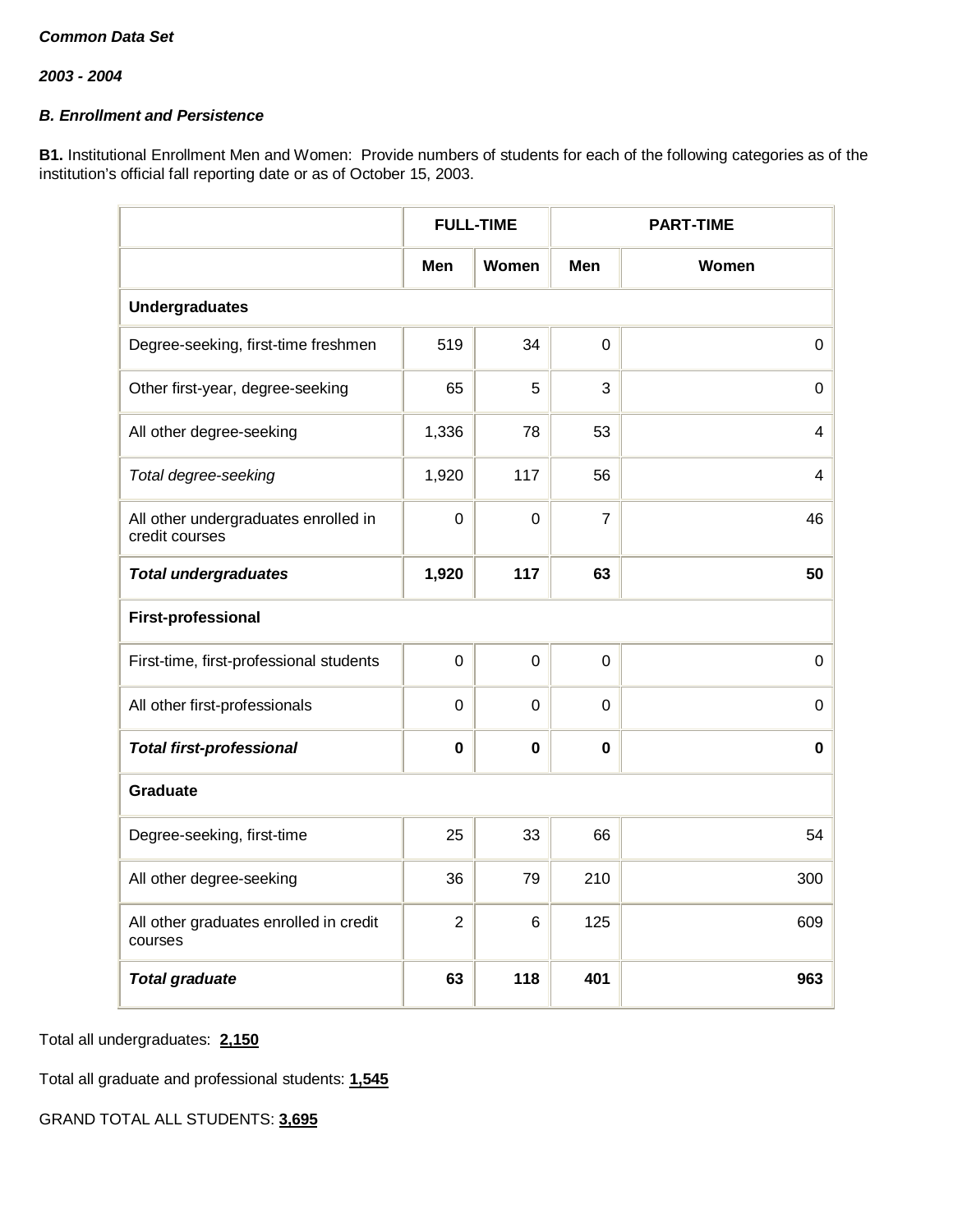***Common Data Set***

***2003 - 2004***

***B. Enrollment and Persistence***

**B1.** Institutional Enrollment Men and Women: Provide numbers of students for each of the following categories as of the institution's official fall reporting date or as of October 15, 2003.

| | **FULL-TIME** | | **PART-TIME** | |
|---|---|---|---|---|
| | **Men** | **Women** | **Men** | **Women** |
| **Undergraduates** | | | | |
| Degree-seeking, first-time freshmen | 519 | 34 | 0 | 0 |
| Other first-year, degree-seeking | 65 | 5 | 3 | 0 |
| All other degree-seeking | 1,336 | 78 | 53 | 4 |
| *Total degree-seeking* | 1,920 | 117 | 56 | 4 |
| All other undergraduates enrolled in credit courses | 0 | 0 | 7 | 46 |
| ***Total undergraduates*** | **1,920** | **117** | **63** | **50** |
| **First-professional** | | | | |
| First-time, first-professional students | 0 | 0 | 0 | 0 |
| All other first-professionals | 0 | 0 | 0 | 0 |
| ***Total first-professional*** | **0** | **0** | **0** | **0** |
| **Graduate** | | | | |
| Degree-seeking, first-time | 25 | 33 | 66 | 54 |
| All other degree-seeking | 36 | 79 | 210 | 300 |
| All other graduates enrolled in credit courses | 2 | 6 | 125 | 609 |
| ***Total graduate*** | **63** | **118** | **401** | **963** |

Total all undergraduates: **2,150**

Total all graduate and professional students: **1,545**

GRAND TOTAL ALL STUDENTS: **3,695**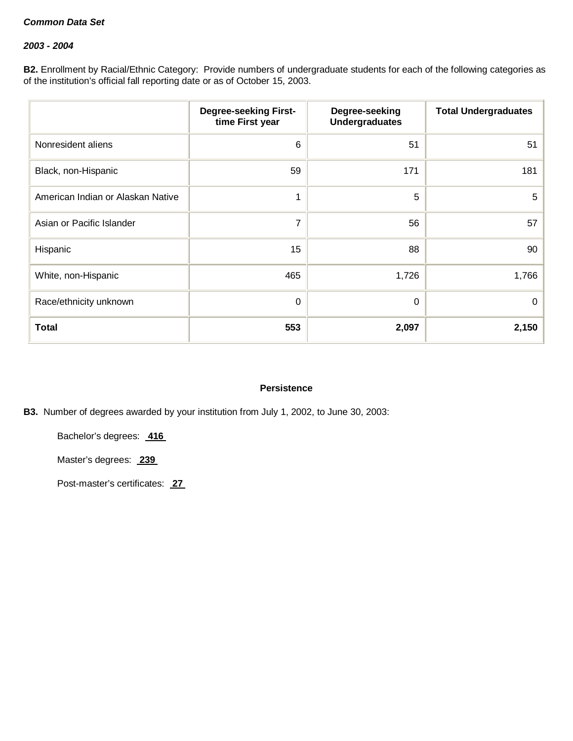*Common Data Set*

*2003 - 2004*

**B2.** Enrollment by Racial/Ethnic Category: Provide numbers of undergraduate students for each of the following categories as of the institution's official fall reporting date or as of October 15, 2003.

| | Degree-seeking First-time First year | Degree-seeking Undergraduates | Total Undergraduates |
|---|---|---|---|
| Nonresident aliens | 6 | 51 | 51 |
| Black, non-Hispanic | 59 | 171 | 181 |
| American Indian or Alaskan Native | 1 | 5 | 5 |
| Asian or Pacific Islander | 7 | 56 | 57 |
| Hispanic | 15 | 88 | 90 |
| White, non-Hispanic | 465 | 1,726 | 1,766 |
| Race/ethnicity unknown | 0 | 0 | 0 |
| **Total** | **553** | **2,097** | **2,150** |

**Persistence**

**B3.** Number of degrees awarded by your institution from July 1, 2002, to June 30, 2003:

Bachelor's degrees: **416**

Master's degrees: **239**

Post-master's certificates: **27**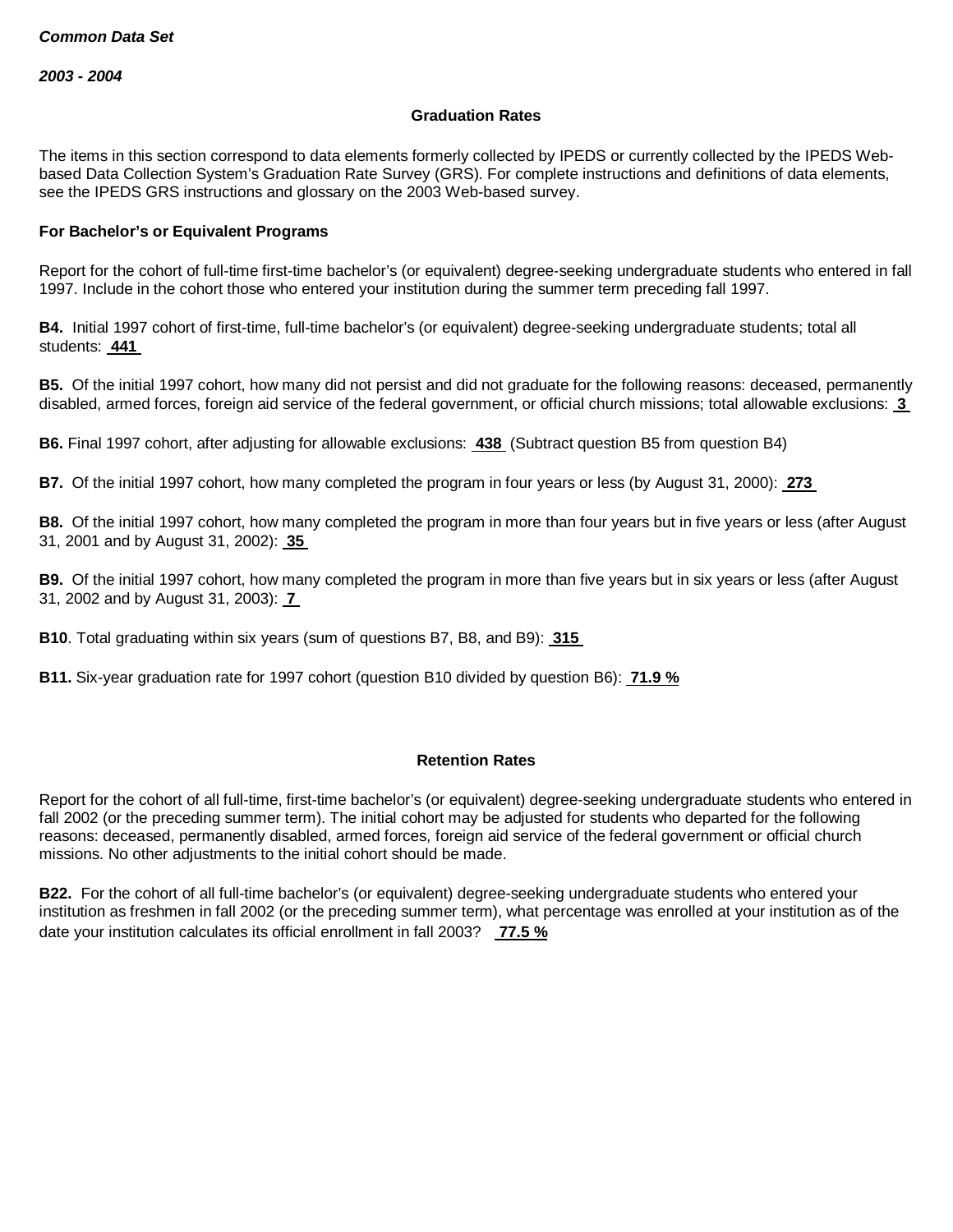*Common Data Set*

*2003 - 2004*

### Graduation Rates

The items in this section correspond to data elements formerly collected by IPEDS or currently collected by the IPEDS Web-based Data Collection System's Graduation Rate Survey (GRS). For complete instructions and definitions of data elements, see the IPEDS GRS instructions and glossary on the 2003 Web-based survey.

**For Bachelor's or Equivalent Programs**

Report for the cohort of full-time first-time bachelor's (or equivalent) degree-seeking undergraduate students who entered in fall 1997. Include in the cohort those who entered your institution during the summer term preceding fall 1997.

**B4.** Initial 1997 cohort of first-time, full-time bachelor's (or equivalent) degree-seeking undergraduate students; total all students: **441**

**B5.** Of the initial 1997 cohort, how many did not persist and did not graduate for the following reasons: deceased, permanently disabled, armed forces, foreign aid service of the federal government, or official church missions; total allowable exclusions: **3**

**B6.** Final 1997 cohort, after adjusting for allowable exclusions: **438** (Subtract question B5 from question B4)

**B7.** Of the initial 1997 cohort, how many completed the program in four years or less (by August 31, 2000): **273**

**B8.** Of the initial 1997 cohort, how many completed the program in more than four years but in five years or less (after August 31, 2001 and by August 31, 2002): **35**

**B9.** Of the initial 1997 cohort, how many completed the program in more than five years but in six years or less (after August 31, 2002 and by August 31, 2003): **7**

**B10**. Total graduating within six years (sum of questions B7, B8, and B9): **315**

**B11.** Six-year graduation rate for 1997 cohort (question B10 divided by question B6): **71.9 %**

### Retention Rates

Report for the cohort of all full-time, first-time bachelor's (or equivalent) degree-seeking undergraduate students who entered in fall 2002 (or the preceding summer term). The initial cohort may be adjusted for students who departed for the following reasons: deceased, permanently disabled, armed forces, foreign aid service of the federal government or official church missions. No other adjustments to the initial cohort should be made.

**B22.** For the cohort of all full-time bachelor's (or equivalent) degree-seeking undergraduate students who entered your institution as freshmen in fall 2002 (or the preceding summer term), what percentage was enrolled at your institution as of the date your institution calculates its official enrollment in fall 2003? **77.5 %**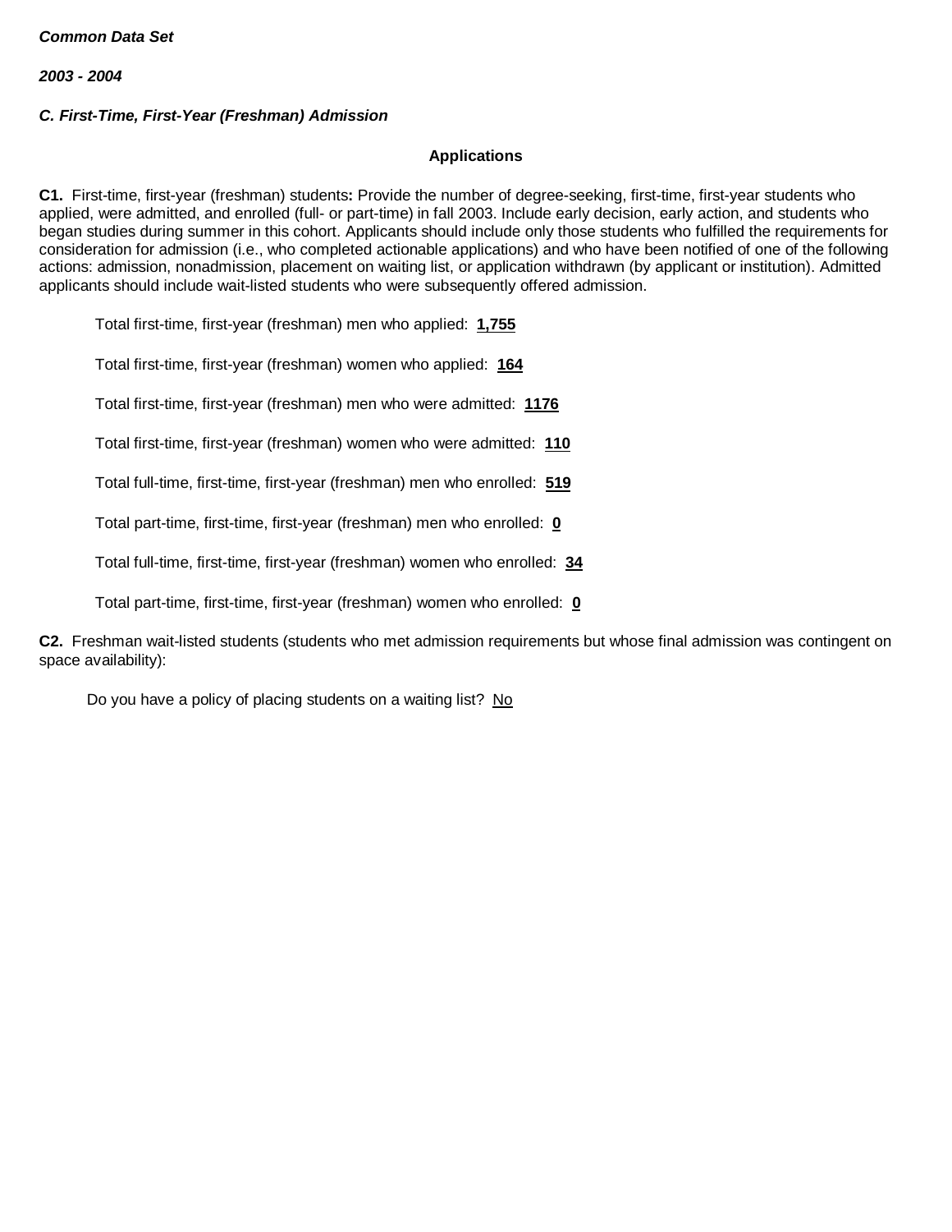***Common Data Set***

***2003 - 2004***

***C. First-Time, First-Year (Freshman) Admission***

**Applications**

**C1.** First-time, first-year (freshman) students**:** Provide the number of degree-seeking, first-time, first-year students who applied, were admitted, and enrolled (full- or part-time) in fall 2003. Include early decision, early action, and students who began studies during summer in this cohort. Applicants should include only those students who fulfilled the requirements for consideration for admission (i.e., who completed actionable applications) and who have been notified of one of the following actions: admission, nonadmission, placement on waiting list, or application withdrawn (by applicant or institution). Admitted applicants should include wait-listed students who were subsequently offered admission.

Total first-time, first-year (freshman) men who applied: **1,755**

Total first-time, first-year (freshman) women who applied: **164**

Total first-time, first-year (freshman) men who were admitted: **1176**

Total first-time, first-year (freshman) women who were admitted: **110**

Total full-time, first-time, first-year (freshman) men who enrolled: **519**

Total part-time, first-time, first-year (freshman) men who enrolled: **0**

Total full-time, first-time, first-year (freshman) women who enrolled: **34**

Total part-time, first-time, first-year (freshman) women who enrolled: **0**

**C2.** Freshman wait-listed students (students who met admission requirements but whose final admission was contingent on space availability):

Do you have a policy of placing students on a waiting list? No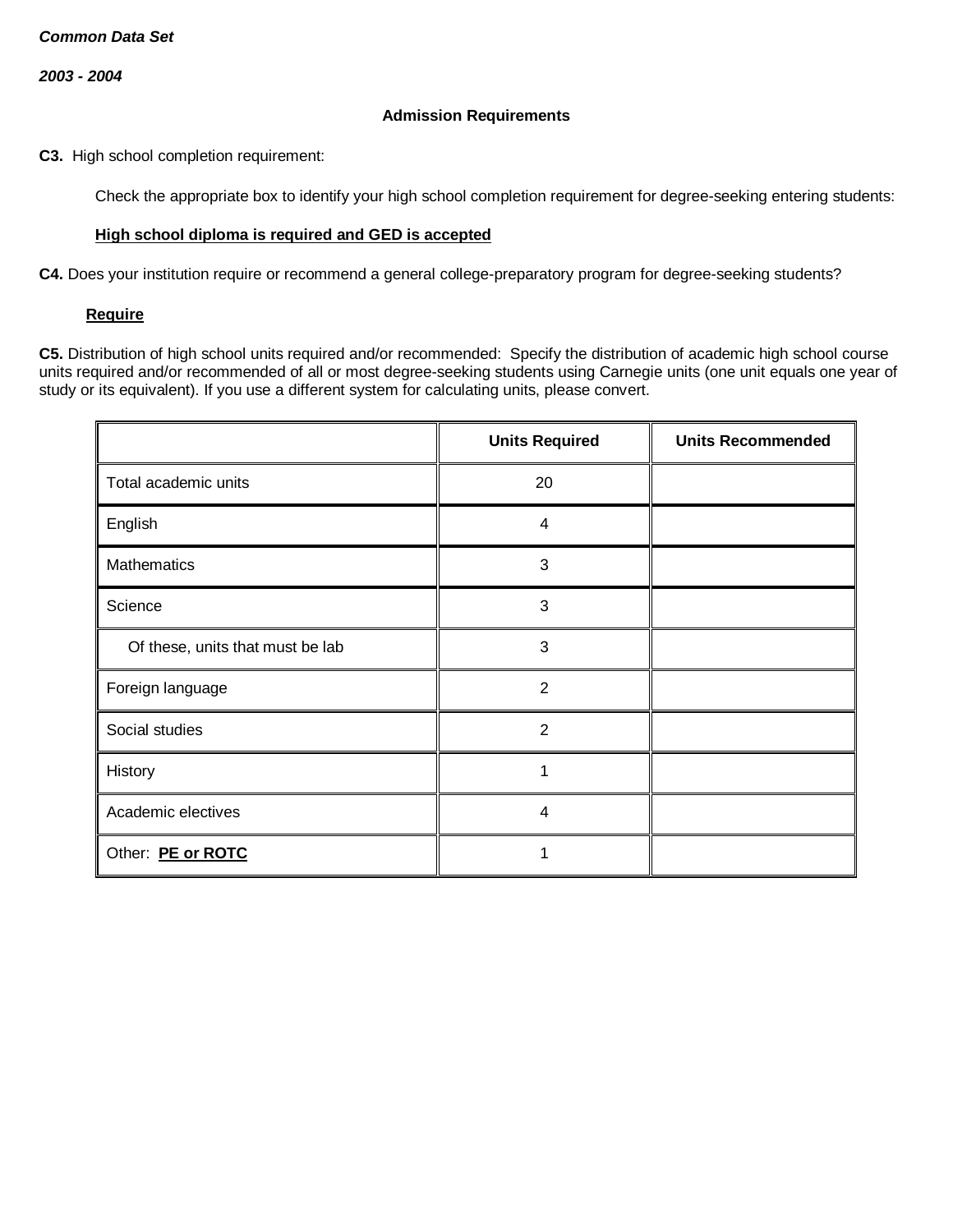***Common Data Set***

***2003 - 2004***

## Admission Requirements

**C3.** High school completion requirement:

Check the appropriate box to identify your high school completion requirement for degree-seeking entering students:

**High school diploma is required and GED is accepted**

**C4.** Does your institution require or recommend a general college-preparatory program for degree-seeking students?

**Require**

**C5.** Distribution of high school units required and/or recommended: Specify the distribution of academic high school course units required and/or recommended of all or most degree-seeking students using Carnegie units (one unit equals one year of study or its equivalent). If you use a different system for calculating units, please convert.

| | Units Required | Units Recommended |
|---|---|---|
| Total academic units | 20 | |
| English | 4 | |
| Mathematics | 3 | |
| Science | 3 | |
| Of these, units that must be lab | 3 | |
| Foreign language | 2 | |
| Social studies | 2 | |
| History | 1 | |
| Academic electives | 4 | |
| Other: **PE or ROTC** | 1 | |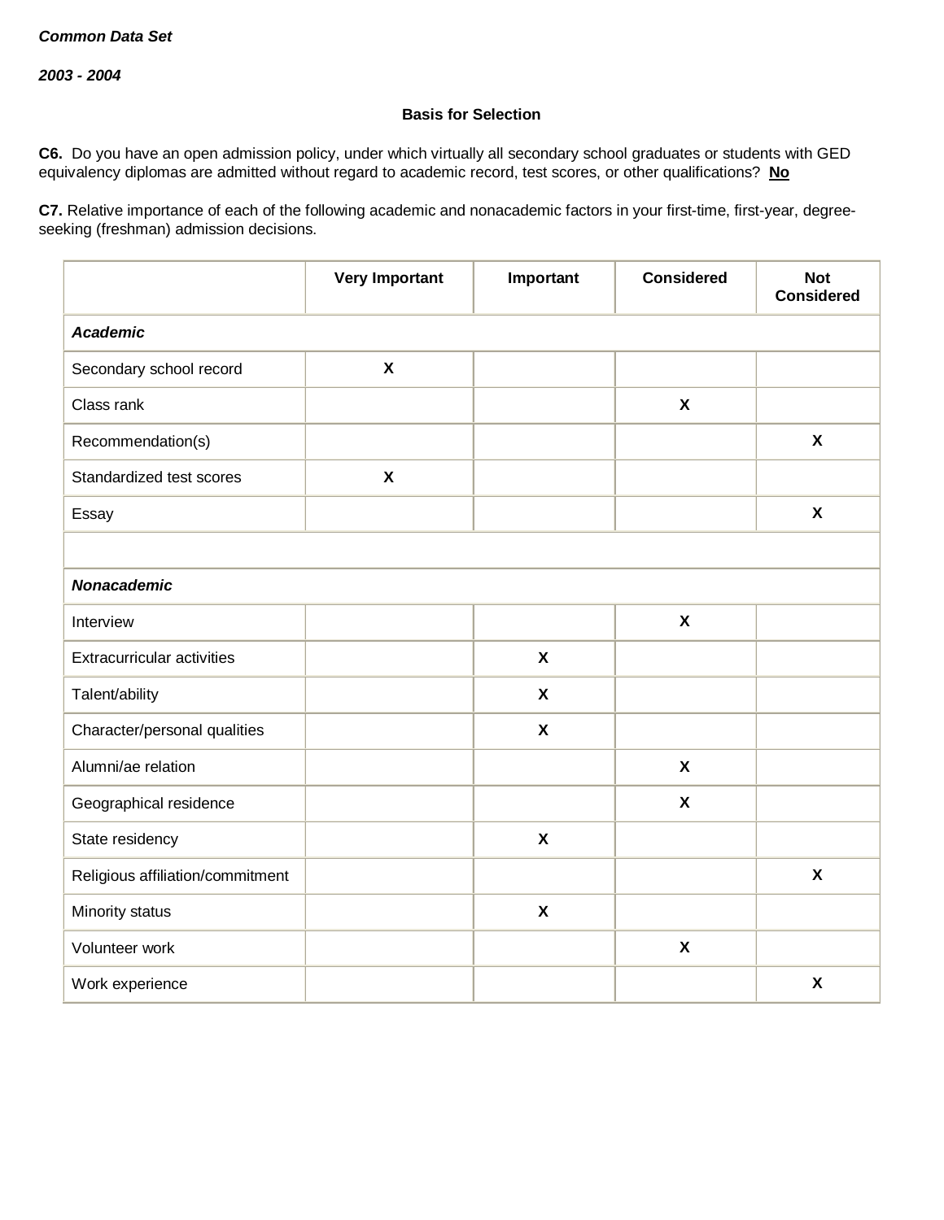*Common Data Set*

*2003 - 2004*

**Basis for Selection**

**C6.** Do you have an open admission policy, under which virtually all secondary school graduates or students with GED equivalency diplomas are admitted without regard to academic record, test scores, or other qualifications? **No**

**C7.** Relative importance of each of the following academic and nonacademic factors in your first-time, first-year, degree-seeking (freshman) admission decisions.

| | Very Important | Important | Considered | Not Considered |
|---|---|---|---|---|
| ***Academic*** | | | | |
| Secondary school record | X | | | |
| Class rank | | | X | |
| Recommendation(s) | | | | X |
| Standardized test scores | X | | | |
| Essay | | | | X |
| | | | | |
| ***Nonacademic*** | | | | |
| Interview | | | X | |
| Extracurricular activities | | X | | |
| Talent/ability | | X | | |
| Character/personal qualities | | X | | |
| Alumni/ae relation | | | X | |
| Geographical residence | | | X | |
| State residency | | X | | |
| Religious affiliation/commitment | | | | X |
| Minority status | | X | | |
| Volunteer work | | | X | |
| Work experience | | | | X |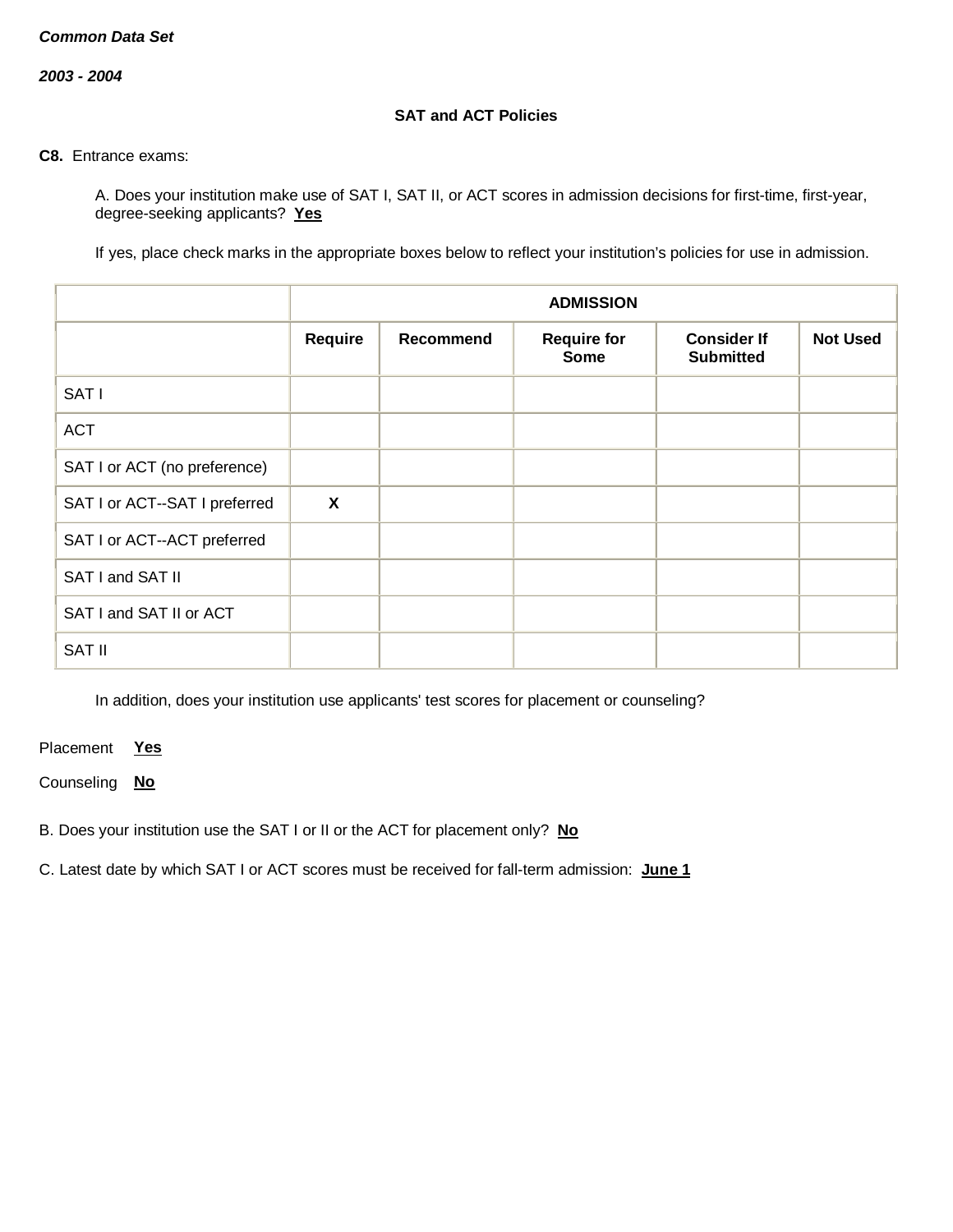***Common Data Set***

***2003 - 2004***

**SAT and ACT Policies**

**C8.** Entrance exams:

A. Does your institution make use of SAT I, SAT II, or ACT scores in admission decisions for first-time, first-year, degree-seeking applicants? **Yes**

If yes, place check marks in the appropriate boxes below to reflect your institution's policies for use in admission.

| | **ADMISSION** | | | | |
|---|---|---|---|---|---|
| | **Require** | **Recommend** | **Require for Some** | **Consider If Submitted** | **Not Used** |
| SAT I | | | | | |
| ACT | | | | | |
| SAT I or ACT (no preference) | | | | | |
| SAT I or ACT--SAT I preferred | **X** | | | | |
| SAT I or ACT--ACT preferred | | | | | |
| SAT I and SAT II | | | | | |
| SAT I and SAT II or ACT | | | | | |
| SAT II | | | | | |

In addition, does your institution use applicants' test scores for placement or counseling?

Placement **Yes**

Counseling **No**

B. Does your institution use the SAT I or II or the ACT for placement only? **No**

C. Latest date by which SAT I or ACT scores must be received for fall-term admission: **June 1**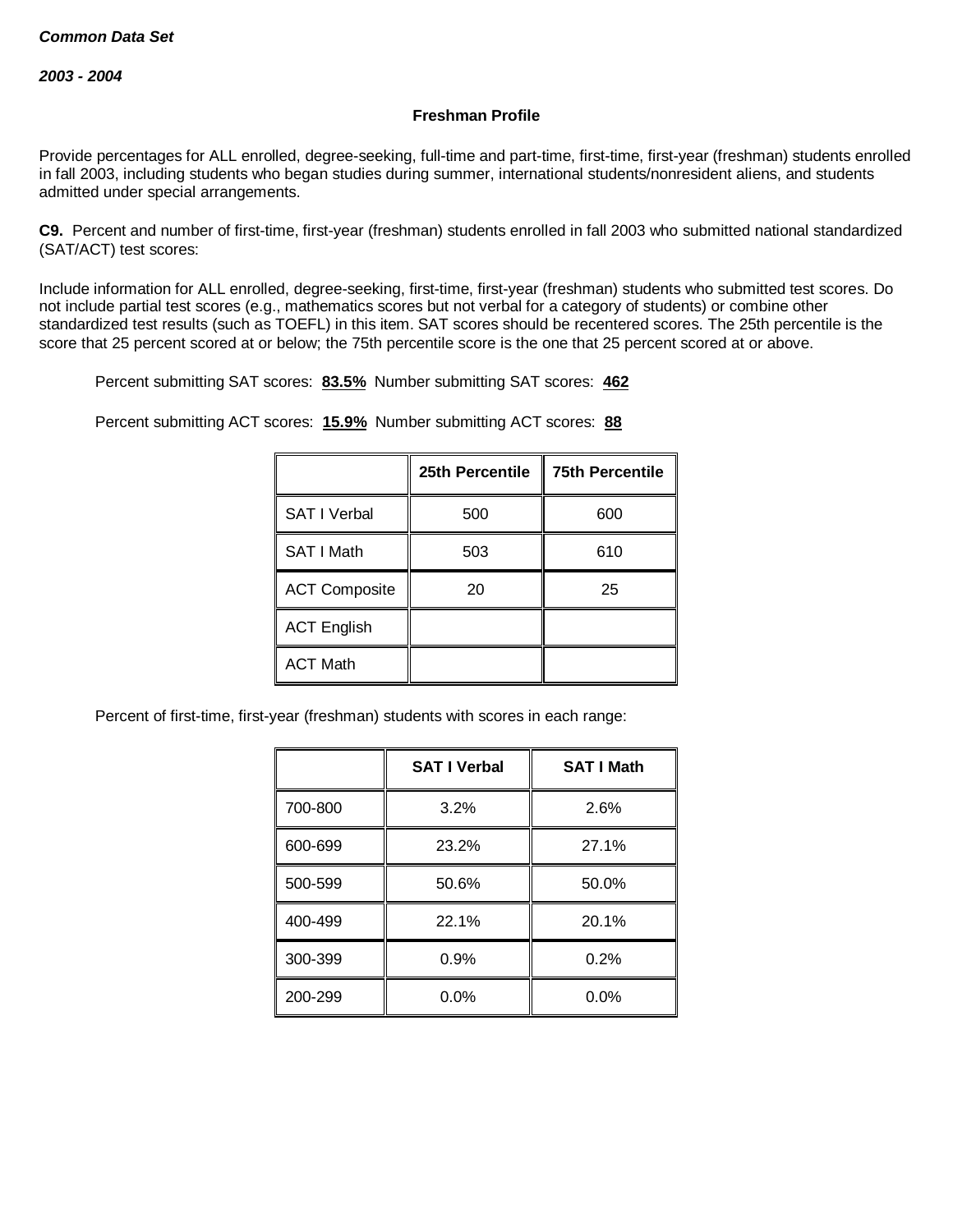*Common Data Set*

*2003 - 2004*

**Freshman Profile**

Provide percentages for ALL enrolled, degree-seeking, full-time and part-time, first-time, first-year (freshman) students enrolled in fall 2003, including students who began studies during summer, international students/nonresident aliens, and students admitted under special arrangements.

**C9.** Percent and number of first-time, first-year (freshman) students enrolled in fall 2003 who submitted national standardized (SAT/ACT) test scores:

Include information for ALL enrolled, degree-seeking, first-time, first-year (freshman) students who submitted test scores. Do not include partial test scores (e.g., mathematics scores but not verbal for a category of students) or combine other standardized test results (such as TOEFL) in this item. SAT scores should be recentered scores. The 25th percentile is the score that 25 percent scored at or below; the 75th percentile score is the one that 25 percent scored at or above.

Percent submitting SAT scores: **83.5%** Number submitting SAT scores: **462**

Percent submitting ACT scores: **15.9%** Number submitting ACT scores: **88**

| | 25th Percentile | 75th Percentile |
|---|---|---|
| SAT I Verbal | 500 | 600 |
| SAT I Math | 503 | 610 |
| ACT Composite | 20 | 25 |
| ACT English | | |
| ACT Math | | |

Percent of first-time, first-year (freshman) students with scores in each range:

| | SAT I Verbal | SAT I Math |
|---|---|---|
| 700-800 | 3.2% | 2.6% |
| 600-699 | 23.2% | 27.1% |
| 500-599 | 50.6% | 50.0% |
| 400-499 | 22.1% | 20.1% |
| 300-399 | 0.9% | 0.2% |
| 200-299 | 0.0% | 0.0% |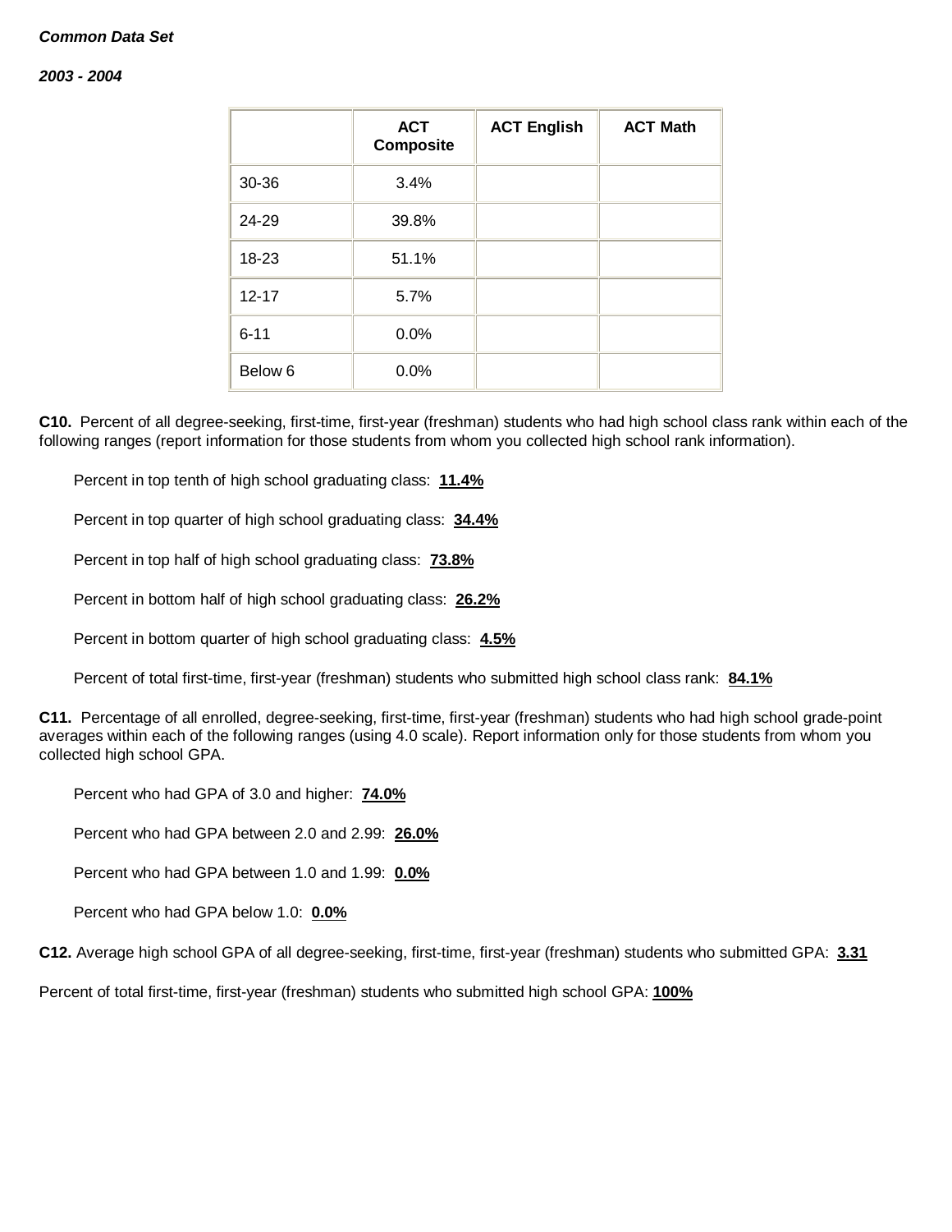***Common Data Set***

***2003 - 2004***

| | ACT Composite | ACT English | ACT Math |
|---|---|---|---|
| 30-36 | 3.4% | | |
| 24-29 | 39.8% | | |
| 18-23 | 51.1% | | |
| 12-17 | 5.7% | | |
| 6-11 | 0.0% | | |
| Below 6 | 0.0% | | |

**C10.** Percent of all degree-seeking, first-time, first-year (freshman) students who had high school class rank within each of the following ranges (report information for those students from whom you collected high school rank information).

Percent in top tenth of high school graduating class: **11.4%**

Percent in top quarter of high school graduating class: **34.4%**

Percent in top half of high school graduating class: **73.8%**

Percent in bottom half of high school graduating class: **26.2%**

Percent in bottom quarter of high school graduating class: **4.5%**

Percent of total first-time, first-year (freshman) students who submitted high school class rank: **84.1%**

**C11.** Percentage of all enrolled, degree-seeking, first-time, first-year (freshman) students who had high school grade-point averages within each of the following ranges (using 4.0 scale). Report information only for those students from whom you collected high school GPA.

Percent who had GPA of 3.0 and higher: **74.0%**

Percent who had GPA between 2.0 and 2.99: **26.0%**

Percent who had GPA between 1.0 and 1.99: **0.0%**

Percent who had GPA below 1.0: **0.0%**

**C12.** Average high school GPA of all degree-seeking, first-time, first-year (freshman) students who submitted GPA: **3.31**

Percent of total first-time, first-year (freshman) students who submitted high school GPA: **100%**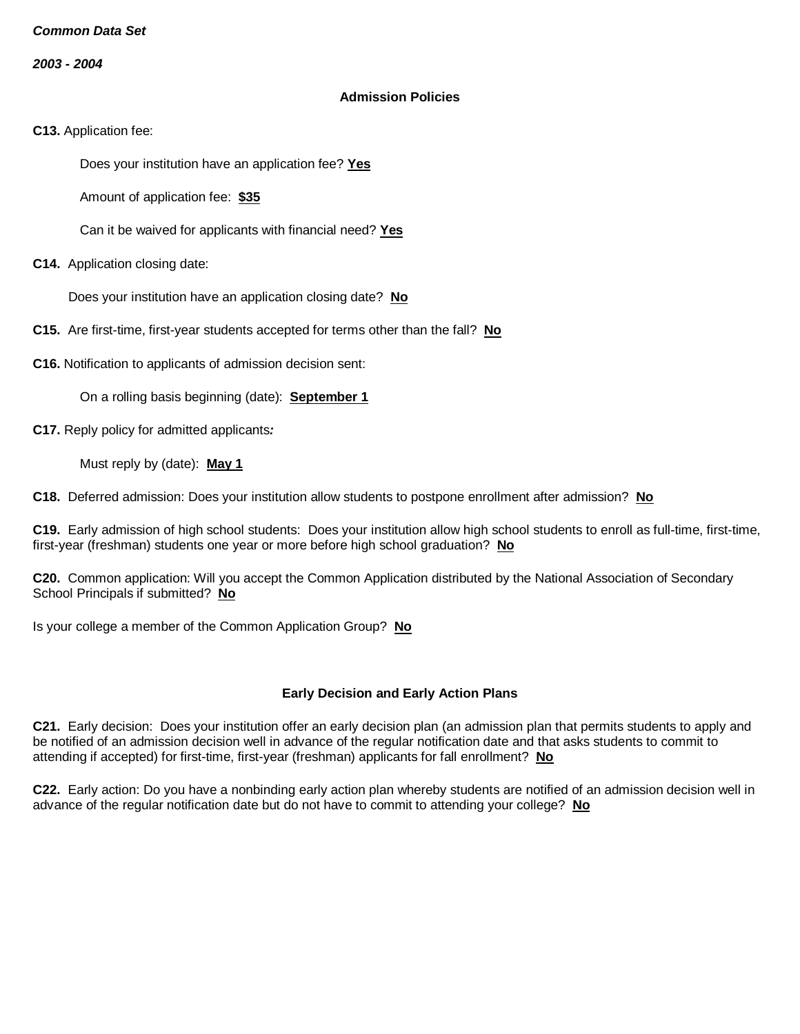*Common Data Set*

*2003 - 2004*

## Admission Policies

**C13.** Application fee:

Does your institution have an application fee? **Yes**

Amount of application fee: **$35**

Can it be waived for applicants with financial need? **Yes**

**C14.** Application closing date:

Does your institution have an application closing date? **No**

**C15.** Are first-time, first-year students accepted for terms other than the fall? **No**

**C16.** Notification to applicants of admission decision sent:

On a rolling basis beginning (date): **September 1**

**C17.** Reply policy for admitted applicants***:***

Must reply by (date): **May 1**

**C18.** Deferred admission: Does your institution allow students to postpone enrollment after admission? **No**

**C19.** Early admission of high school students: Does your institution allow high school students to enroll as full-time, first-time, first-year (freshman) students one year or more before high school graduation? **No**

**C20.** Common application: Will you accept the Common Application distributed by the National Association of Secondary School Principals if submitted? **No**

Is your college a member of the Common Application Group? **No**

## Early Decision and Early Action Plans

**C21.** Early decision: Does your institution offer an early decision plan (an admission plan that permits students to apply and be notified of an admission decision well in advance of the regular notification date and that asks students to commit to attending if accepted) for first-time, first-year (freshman) applicants for fall enrollment? **No**

**C22.** Early action: Do you have a nonbinding early action plan whereby students are notified of an admission decision well in advance of the regular notification date but do not have to commit to attending your college? **No**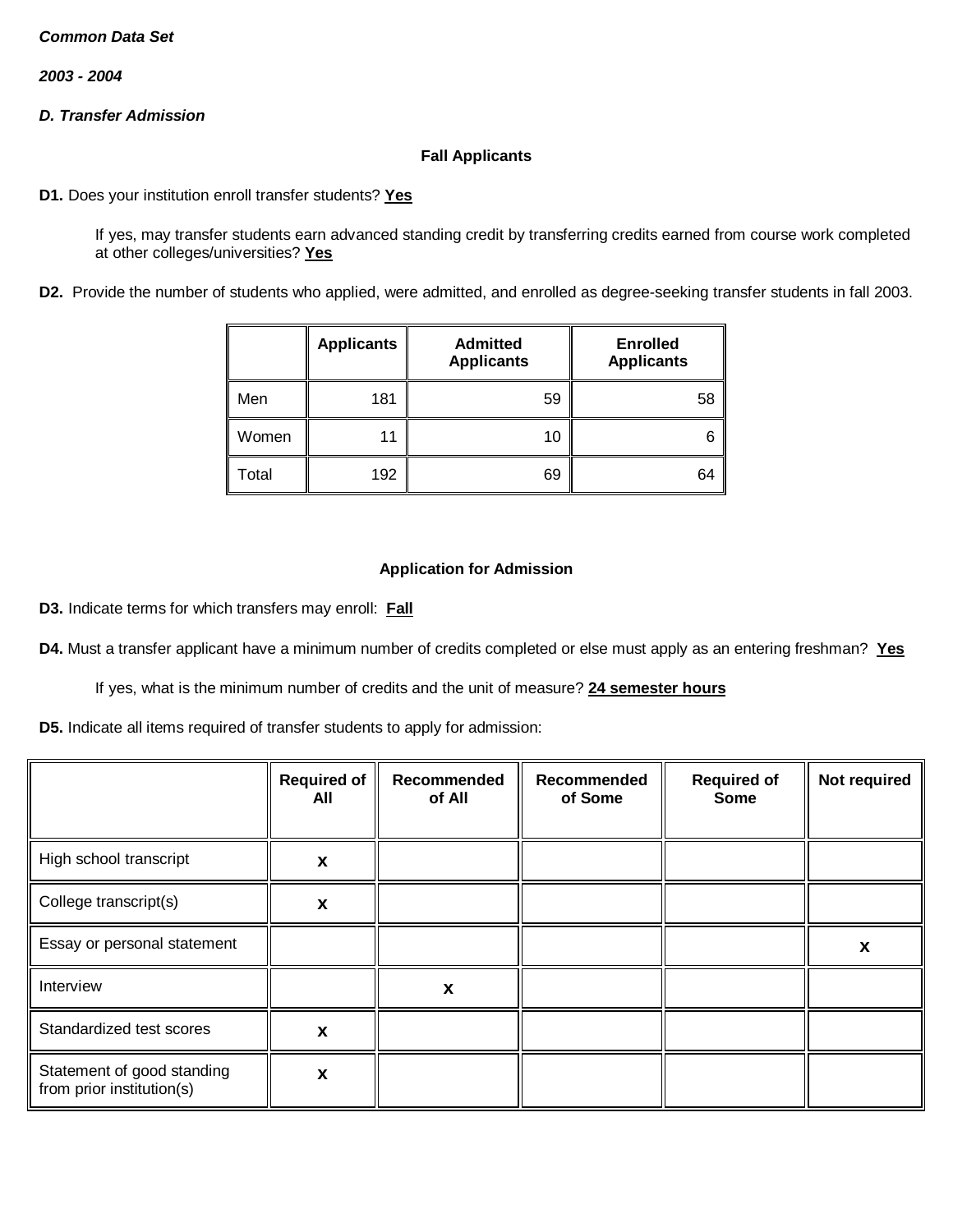***Common Data Set***

***2003 - 2004***

***D. Transfer Admission***

**Fall Applicants**

**D1.** Does your institution enroll transfer students? **Yes**

If yes, may transfer students earn advanced standing credit by transferring credits earned from course work completed at other colleges/universities? **Yes**

**D2.** Provide the number of students who applied, were admitted, and enrolled as degree-seeking transfer students in fall 2003.

| | Applicants | Admitted Applicants | Enrolled Applicants |
|---|---|---|---|
| Men | 181 | 59 | 58 |
| Women | 11 | 10 | 6 |
| Total | 192 | 69 | 64 |

**Application for Admission**

**D3.** Indicate terms for which transfers may enroll: **Fall**

**D4.** Must a transfer applicant have a minimum number of credits completed or else must apply as an entering freshman? **Yes**

If yes, what is the minimum number of credits and the unit of measure? **24 semester hours**

**D5.** Indicate all items required of transfer students to apply for admission:

| | Required of All | Recommended of All | Recommended of Some | Required of Some | Not required |
|---|---|---|---|---|---|
| High school transcript | x | | | | |
| College transcript(s) | x | | | | |
| Essay or personal statement | | | | | x |
| Interview | | x | | | |
| Standardized test scores | x | | | | |
| Statement of good standing from prior institution(s) | x | | | | |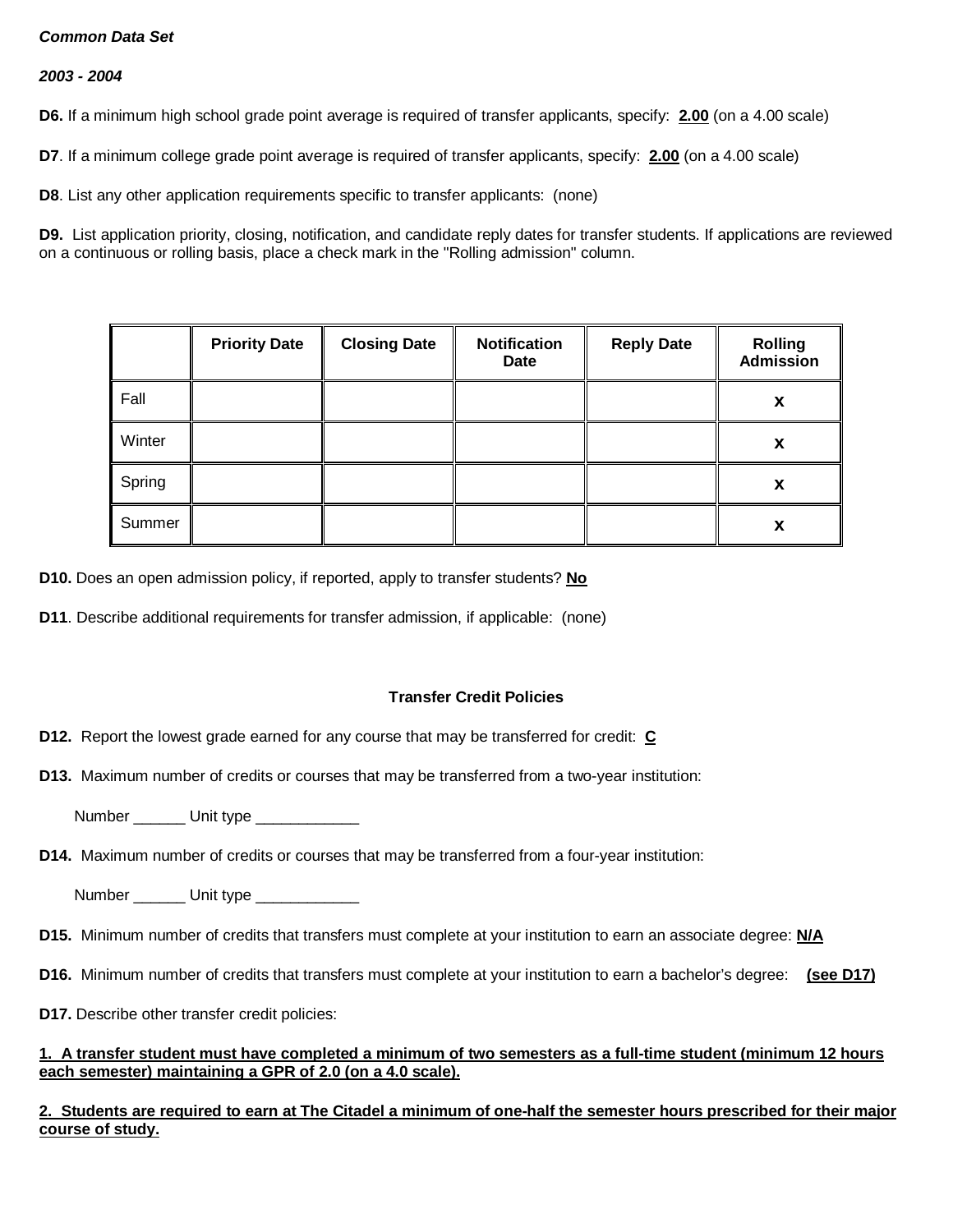***Common Data Set***

***2003 - 2004***

**D6.** If a minimum high school grade point average is required of transfer applicants, specify: **2.00** (on a 4.00 scale)

**D7**. If a minimum college grade point average is required of transfer applicants, specify: **2.00** (on a 4.00 scale)

**D8**. List any other application requirements specific to transfer applicants: (none)

**D9.** List application priority, closing, notification, and candidate reply dates for transfer students. If applications are reviewed on a continuous or rolling basis, place a check mark in the "Rolling admission" column.

| | Priority Date | Closing Date | Notification Date | Reply Date | Rolling Admission |
|---|---|---|---|---|---|
| Fall | | | | | **X** |
| Winter | | | | | **X** |
| Spring | | | | | **X** |
| Summer | | | | | **X** |

**D10.** Does an open admission policy, if reported, apply to transfer students? **No**

**D11**. Describe additional requirements for transfer admission, if applicable: (none)

### Transfer Credit Policies

**D12.** Report the lowest grade earned for any course that may be transferred for credit: **C**

**D13.** Maximum number of credits or courses that may be transferred from a two-year institution:

Number ______ Unit type ____________

**D14.** Maximum number of credits or courses that may be transferred from a four-year institution:

Number ______ Unit type ____________

**D15.** Minimum number of credits that transfers must complete at your institution to earn an associate degree: **N/A**

**D16.** Minimum number of credits that transfers must complete at your institution to earn a bachelor's degree: **(see D17)**

**D17.** Describe other transfer credit policies:

**1. A transfer student must have completed a minimum of two semesters as a full-time student (minimum 12 hours each semester) maintaining a GPR of 2.0 (on a 4.0 scale).**

**2. Students are required to earn at The Citadel a minimum of one-half the semester hours prescribed for their major course of study.**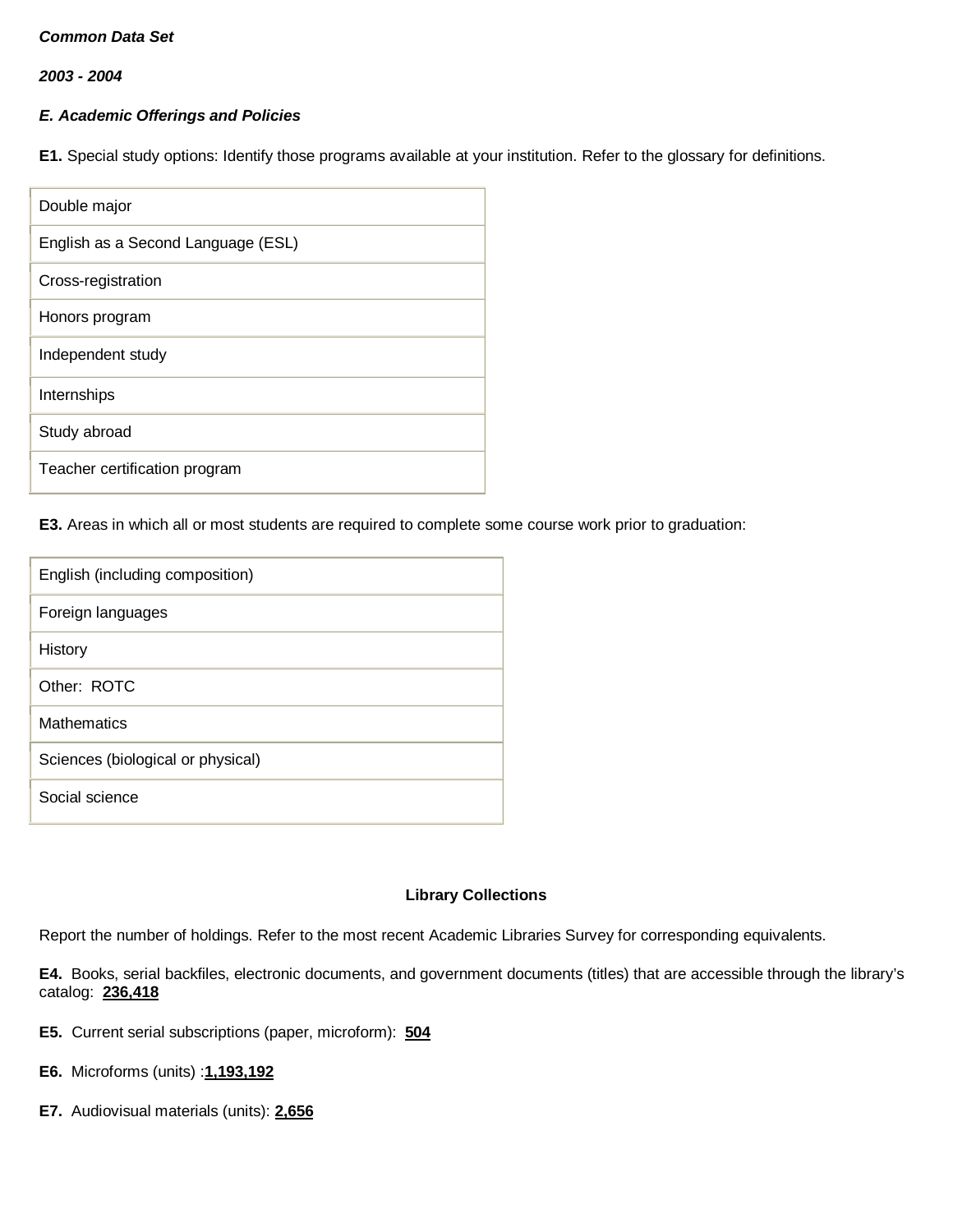***Common Data Set***

***2003 - 2004***

***E. Academic Offerings and Policies***

**E1.** Special study options: Identify those programs available at your institution. Refer to the glossary for definitions.

| |
|---|
| Double major |
| English as a Second Language (ESL) |
| Cross-registration |
| Honors program |
| Independent study |
| Internships |
| Study abroad |
| Teacher certification program |

**E3.** Areas in which all or most students are required to complete some course work prior to graduation:

| |
|---|
| English (including composition) |
| Foreign languages |
| History |
| Other: ROTC |
| Mathematics |
| Sciences (biological or physical) |
| Social science |

**Library Collections**

Report the number of holdings. Refer to the most recent Academic Libraries Survey for corresponding equivalents.

**E4.** Books, serial backfiles, electronic documents, and government documents (titles) that are accessible through the library's catalog: **236,418**

**E5.** Current serial subscriptions (paper, microform): **504**

**E6.** Microforms (units) :**1,193,192**

**E7.** Audiovisual materials (units): **2,656**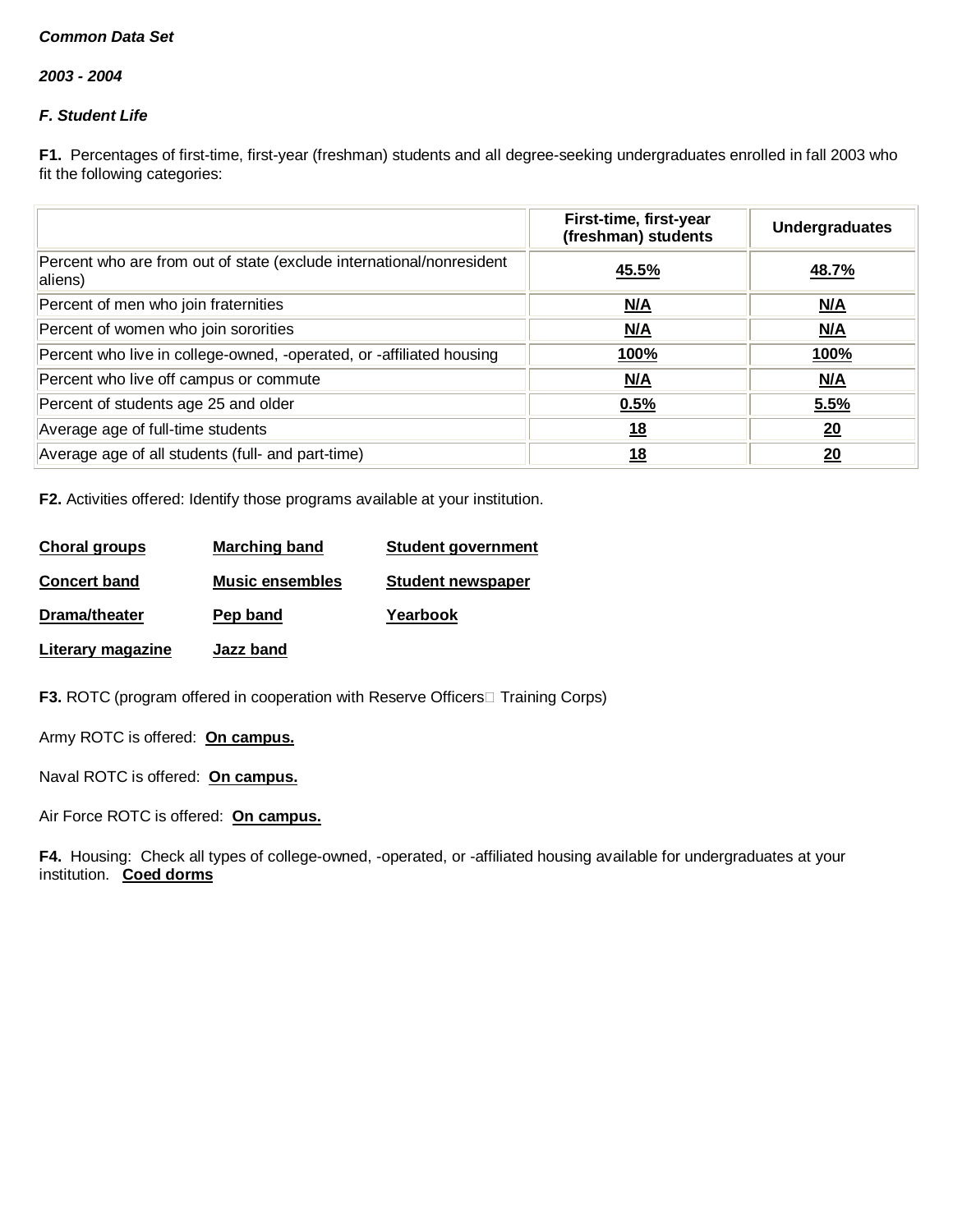***Common Data Set***

***2003 - 2004***

***F. Student Life***

**F1.** Percentages of first-time, first-year (freshman) students and all degree-seeking undergraduates enrolled in fall 2003 who fit the following categories:

| | First-time, first-year (freshman) students | Undergraduates |
|---|---|---|
| Percent who are from out of state (exclude international/nonresident aliens) | **45.5%** | **48.7%** |
| Percent of men who join fraternities | **N/A** | **N/A** |
| Percent of women who join sororities | **N/A** | **N/A** |
| Percent who live in college-owned, -operated, or -affiliated housing | **100%** | **100%** |
| Percent who live off campus or commute | **N/A** | **N/A** |
| Percent of students age 25 and older | **0.5%** | **5.5%** |
| Average age of full-time students | **18** | **20** |
| Average age of all students (full- and part-time) | **18** | **20** |

**F2.** Activities offered: Identify those programs available at your institution.

**Choral groups**

**Concert band**

**Drama/theater**

**Literary magazine**

**Marching band**

**Music ensembles**

**Pep band**

**Jazz band**

**Student government**

**Student newspaper**

**Yearbook**

**F3.** ROTC (program offered in cooperation with Reserve Officers Training Corps)

Army ROTC is offered: **On campus.**

Naval ROTC is offered: **On campus.**

Air Force ROTC is offered: **On campus.**

**F4.** Housing: Check all types of college-owned, -operated, or -affiliated housing available for undergraduates at your institution. **Coed dorms**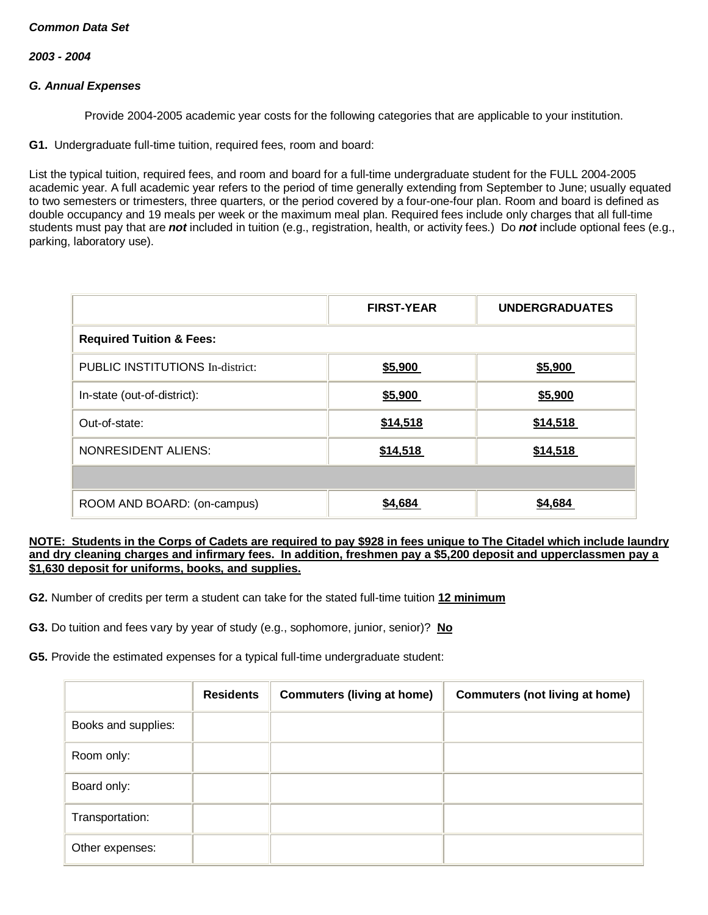***Common Data Set***

***2003 - 2004***

***G. Annual Expenses***

Provide 2004-2005 academic year costs for the following categories that are applicable to your institution.

**G1.** Undergraduate full-time tuition, required fees, room and board:

List the typical tuition, required fees, and room and board for a full-time undergraduate student for the FULL 2004-2005 academic year. A full academic year refers to the period of time generally extending from September to June; usually equated to two semesters or trimesters, three quarters, or the period covered by a four-one-four plan. Room and board is defined as double occupancy and 19 meals per week or the maximum meal plan. Required fees include only charges that all full-time students must pay that are ***not*** included in tuition (e.g., registration, health, or activity fees.) Do ***not*** include optional fees (e.g., parking, laboratory use).

| | FIRST-YEAR | UNDERGRADUATES |
|---|---|---|
| **Required Tuition & Fees:** | | |
| PUBLIC INSTITUTIONS In-district: | **$5,900** | **$5,900** |
| In-state (out-of-district): | **$5,900** | **$5,900** |
| Out-of-state: | **$14,518** | **$14,518** |
| NONRESIDENT ALIENS: | **$14,518** | **$14,518** |
| | | |
| ROOM AND BOARD: (on-campus) | **$4,684** | **$4,684** |

**NOTE: Students in the Corps of Cadets are required to pay $928 in fees unique to The Citadel which include laundry and dry cleaning charges and infirmary fees. In addition, freshmen pay a $5,200 deposit and upperclassmen pay a $1,630 deposit for uniforms, books, and supplies.**

**G2.** Number of credits per term a student can take for the stated full-time tuition **12 minimum**

**G3.** Do tuition and fees vary by year of study (e.g., sophomore, junior, senior)? **No**

**G5.** Provide the estimated expenses for a typical full-time undergraduate student:

| | Residents | Commuters (living at home) | Commuters (not living at home) |
|---|---|---|---|
| Books and supplies: | | | |
| Room only: | | | |
| Board only: | | | |
| Transportation: | | | |
| Other expenses: | | | |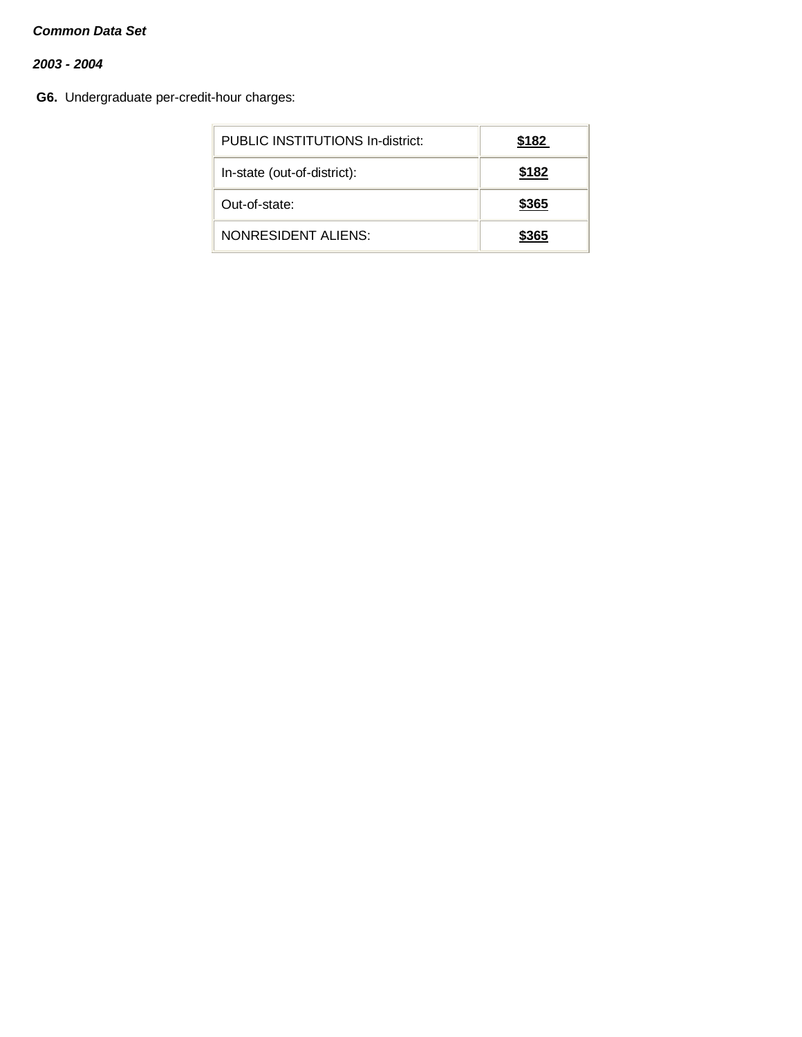***Common Data Set***

***2003 - 2004***

**G6.** Undergraduate per-credit-hour charges:

| | |
|---|---|
| PUBLIC INSTITUTIONS In-district: | **$182** |
| In-state (out-of-district): | **$182** |
| Out-of-state: | **$365** |
| NONRESIDENT ALIENS: | **$365** |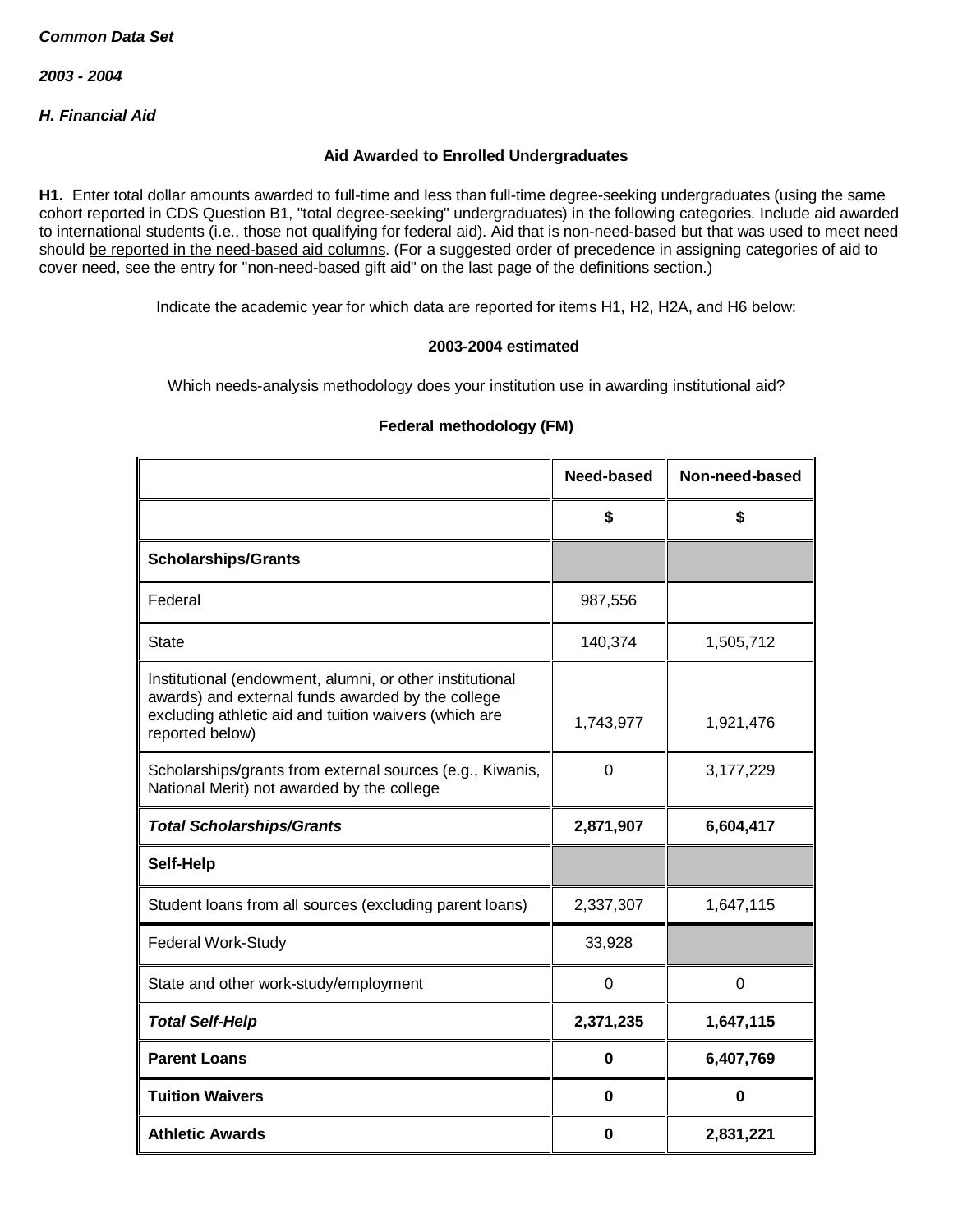*Common Data Set*

*2003 - 2004*

*H. Financial Aid*

**Aid Awarded to Enrolled Undergraduates**

**H1.** Enter total dollar amounts awarded to full-time and less than full-time degree-seeking undergraduates (using the same cohort reported in CDS Question B1, "total degree-seeking" undergraduates) in the following categories. Include aid awarded to international students (i.e., those not qualifying for federal aid). Aid that is non-need-based but that was used to meet need should be reported in the need-based aid columns. (For a suggested order of precedence in assigning categories of aid to cover need, see the entry for "non-need-based gift aid" on the last page of the definitions section.)

Indicate the academic year for which data are reported for items H1, H2, H2A, and H6 below:

**2003-2004 estimated**

Which needs-analysis methodology does your institution use in awarding institutional aid?

**Federal methodology (FM)**

| | Need-based | Non-need-based |
|---|---|---|
| | **$** | **$** |
| **Scholarships/Grants** | | |
| Federal | 987,556 | |
| State | 140,374 | 1,505,712 |
| Institutional (endowment, alumni, or other institutional awards) and external funds awarded by the college excluding athletic aid and tuition waivers (which are reported below) | 1,743,977 | 1,921,476 |
| Scholarships/grants from external sources (e.g., Kiwanis, National Merit) not awarded by the college | 0 | 3,177,229 |
| ***Total Scholarships/Grants*** | **2,871,907** | **6,604,417** |
| **Self-Help** | | |
| Student loans from all sources (excluding parent loans) | 2,337,307 | 1,647,115 |
| Federal Work-Study | 33,928 | |
| State and other work-study/employment | 0 | 0 |
| ***Total Self-Help*** | **2,371,235** | **1,647,115** |
| **Parent Loans** | **0** | **6,407,769** |
| **Tuition Waivers** | **0** | **0** |
| **Athletic Awards** | **0** | **2,831,221** |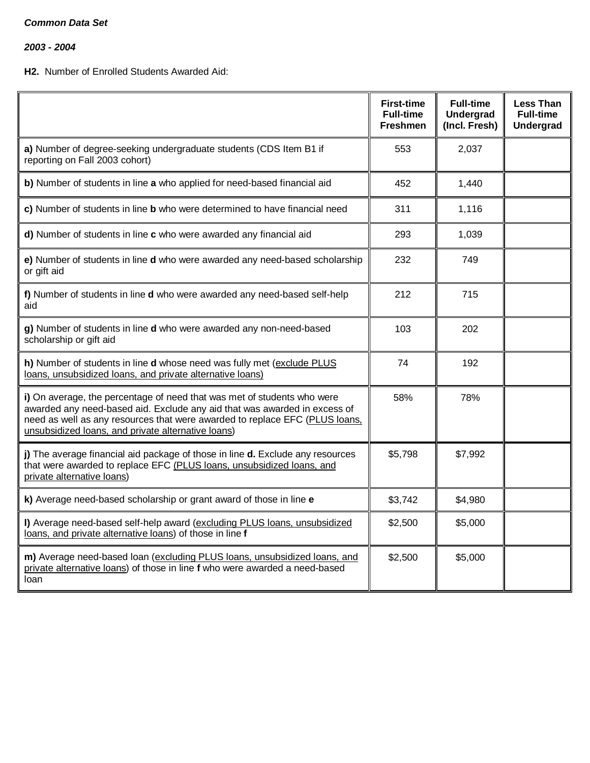***Common Data Set***

***2003 - 2004***

**H2.** Number of Enrolled Students Awarded Aid:

| | First-time Full-time Freshmen | Full-time Undergrad (Incl. Fresh) | Less Than Full-time Undergrad |
|---|---|---|---|
| **a)** Number of degree-seeking undergraduate students (CDS Item B1 if reporting on Fall 2003 cohort) | 553 | 2,037 | |
| **b)** Number of students in line **a** who applied for need-based financial aid | 452 | 1,440 | |
| **c)** Number of students in line **b** who were determined to have financial need | 311 | 1,116 | |
| **d)** Number of students in line **c** who were awarded any financial aid | 293 | 1,039 | |
| **e)** Number of students in line **d** who were awarded any need-based scholarship or gift aid | 232 | 749 | |
| **f)** Number of students in line **d** who were awarded any need-based self-help aid | 212 | 715 | |
| **g)** Number of students in line **d** who were awarded any non-need-based scholarship or gift aid | 103 | 202 | |
| **h)** Number of students in line **d** whose need was fully met (exclude PLUS loans, unsubsidized loans, and private alternative loans) | 74 | 192 | |
| **i)** On average, the percentage of need that was met of students who were awarded any need-based aid. Exclude any aid that was awarded in excess of need as well as any resources that were awarded to replace EFC (PLUS loans, unsubsidized loans, and private alternative loans) | 58% | 78% | |
| **j)** The average financial aid package of those in line **d.** Exclude any resources that were awarded to replace EFC (PLUS loans, unsubsidized loans, and private alternative loans) | $5,798 | $7,992 | |
| **k)** Average need-based scholarship or grant award of those in line **e** | $3,742 | $4,980 | |
| **l)** Average need-based self-help award (excluding PLUS loans, unsubsidized loans, and private alternative loans) of those in line **f** | $2,500 | $5,000 | |
| **m)** Average need-based loan (excluding PLUS loans, unsubsidized loans, and private alternative loans) of those in line **f** who were awarded a need-based loan | $2,500 | $5,000 | |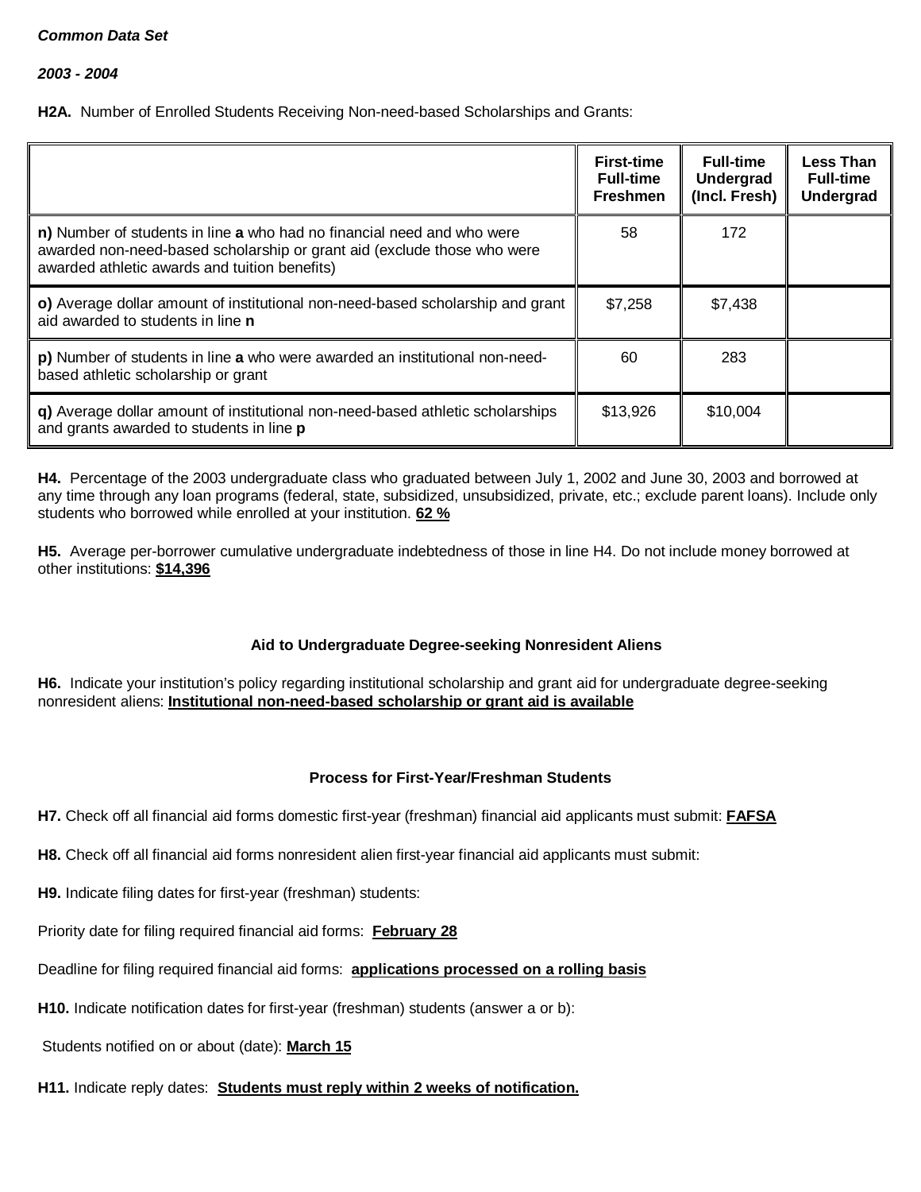***Common Data Set***

***2003 - 2004***

**H2A.** Number of Enrolled Students Receiving Non-need-based Scholarships and Grants:

| | First-time Full-time Freshmen | Full-time Undergrad (Incl. Fresh) | Less Than Full-time Undergrad |
|---|---|---|---|
| **n)** Number of students in line **a** who had no financial need and who were awarded non-need-based scholarship or grant aid (exclude those who were awarded athletic awards and tuition benefits) | 58 | 172 | |
| **o)** Average dollar amount of institutional non-need-based scholarship and grant aid awarded to students in line **n** | $7,258 | $7,438 | |
| **p)** Number of students in line **a** who were awarded an institutional non-need-based athletic scholarship or grant | 60 | 283 | |
| **q)** Average dollar amount of institutional non-need-based athletic scholarships and grants awarded to students in line **p** | $13,926 | $10,004 | |

**H4.** Percentage of the 2003 undergraduate class who graduated between July 1, 2002 and June 30, 2003 and borrowed at any time through any loan programs (federal, state, subsidized, unsubsidized, private, etc.; exclude parent loans). Include only students who borrowed while enrolled at your institution. **62 %**

**H5.** Average per-borrower cumulative undergraduate indebtedness of those in line H4. Do not include money borrowed at other institutions: **$14,396**

**Aid to Undergraduate Degree-seeking Nonresident Aliens**

**H6.** Indicate your institution's policy regarding institutional scholarship and grant aid for undergraduate degree-seeking nonresident aliens: **Institutional non-need-based scholarship or grant aid is available**

**Process for First-Year/Freshman Students**

**H7.** Check off all financial aid forms domestic first-year (freshman) financial aid applicants must submit: **FAFSA**

**H8.** Check off all financial aid forms nonresident alien first-year financial aid applicants must submit:

**H9.** Indicate filing dates for first-year (freshman) students:

Priority date for filing required financial aid forms: **February 28**

Deadline for filing required financial aid forms: **applications processed on a rolling basis**

**H10.** Indicate notification dates for first-year (freshman) students (answer a or b):

Students notified on or about (date): **March 15**

**H11.** Indicate reply dates: **Students must reply within 2 weeks of notification.**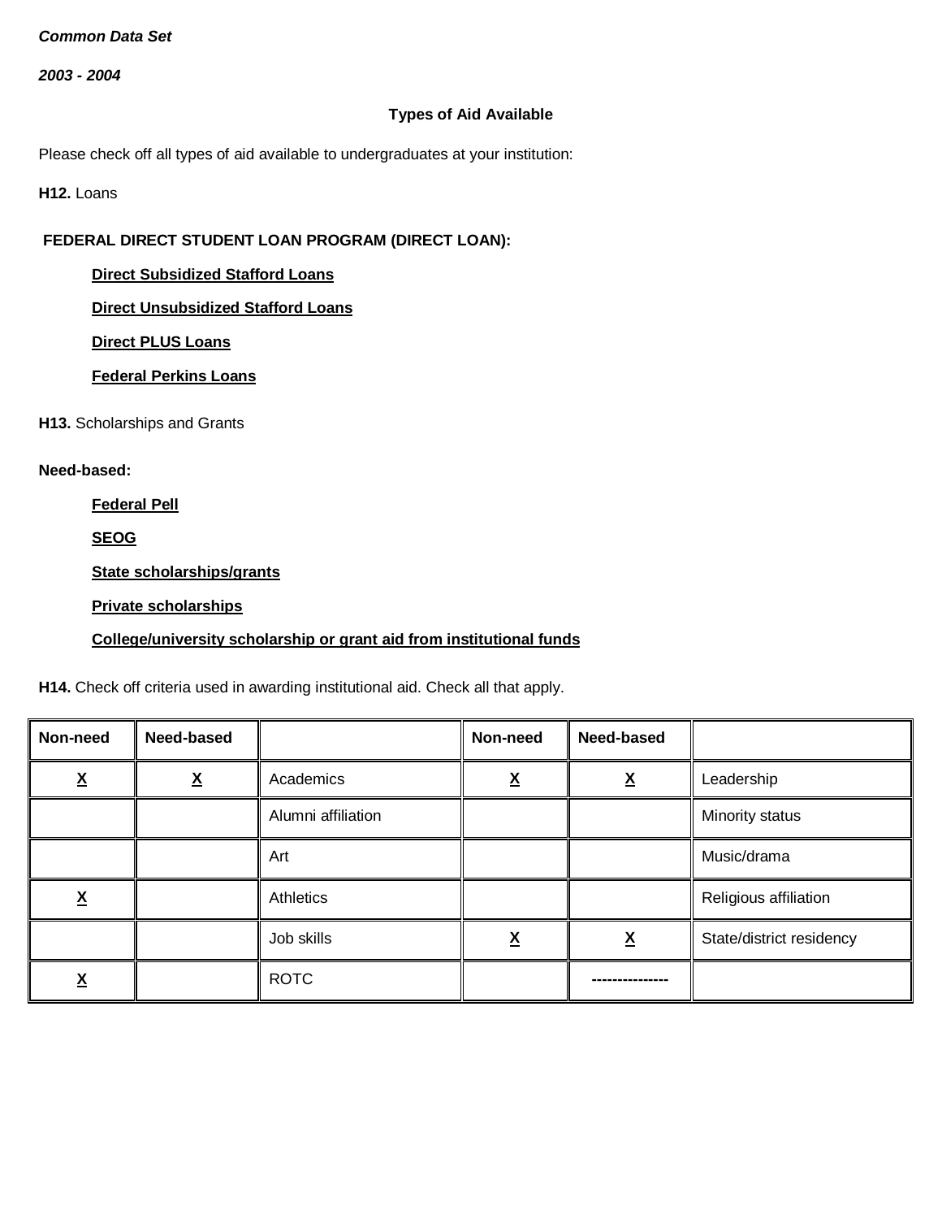*Common Data Set*

*2003 - 2004*

**Types of Aid Available**

Please check off all types of aid available to undergraduates at your institution:

**H12.** Loans

**FEDERAL DIRECT STUDENT LOAN PROGRAM (DIRECT LOAN):**

- **Direct Subsidized Stafford Loans**
- **Direct Unsubsidized Stafford Loans**
- **Direct PLUS Loans**
- **Federal Perkins Loans**

**H13.** Scholarships and Grants

**Need-based:**

- **Federal Pell**
- **SEOG**
- **State scholarships/grants**
- **Private scholarships**
- **College/university scholarship or grant aid from institutional funds**

**H14.** Check off criteria used in awarding institutional aid. Check all that apply.

| Non-need | Need-based | | Non-need | Need-based | |
|---|---|---|---|---|---|
| X | X | Academics | X | X | Leadership |
| | | Alumni affiliation | | | Minority status |
| | | Art | | | Music/drama |
| X | | Athletics | | | Religious affiliation |
| | | Job skills | X | X | State/district residency |
| X | | ROTC | | --------------- | |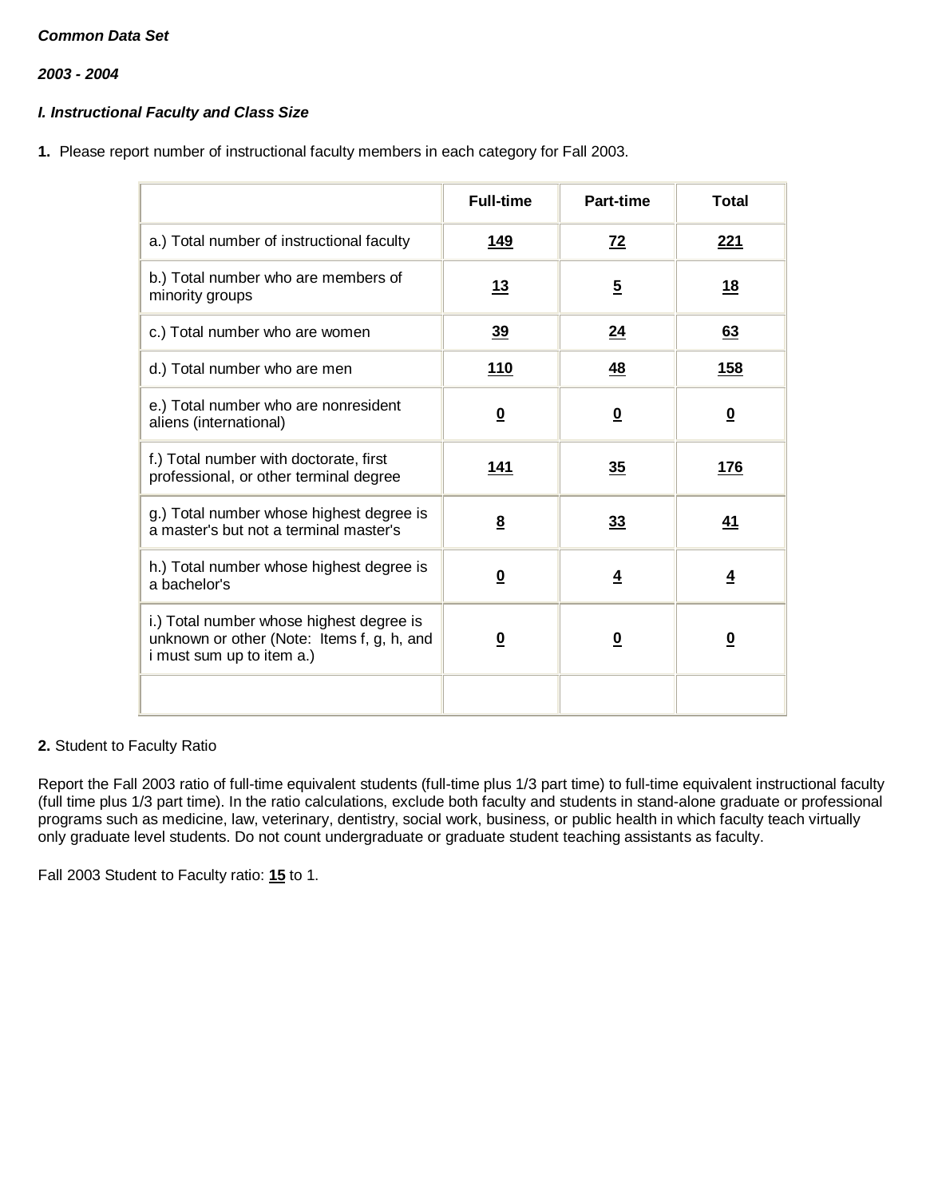***Common Data Set***

***2003 - 2004***

***I. Instructional Faculty and Class Size***

**1.** Please report number of instructional faculty members in each category for Fall 2003.

| | Full-time | Part-time | Total |
|---|---|---|---|
| a.) Total number of instructional faculty | **149** | **72** | **221** |
| b.) Total number who are members of minority groups | **13** | **5** | **18** |
| c.) Total number who are women | **39** | **24** | **63** |
| d.) Total number who are men | **110** | **48** | **158** |
| e.) Total number who are nonresident aliens (international) | **0** | **0** | **0** |
| f.) Total number with doctorate, first professional, or other terminal degree | **141** | **35** | **176** |
| g.) Total number whose highest degree is a master's but not a terminal master's | **8** | **33** | **41** |
| h.) Total number whose highest degree is a bachelor's | **0** | **4** | **4** |
| i.) Total number whose highest degree is unknown or other (Note: Items f, g, h, and i must sum up to item a.) | **0** | **0** | **0** |
| | | | |

**2.** Student to Faculty Ratio

Report the Fall 2003 ratio of full-time equivalent students (full-time plus 1/3 part time) to full-time equivalent instructional faculty (full time plus 1/3 part time). In the ratio calculations, exclude both faculty and students in stand-alone graduate or professional programs such as medicine, law, veterinary, dentistry, social work, business, or public health in which faculty teach virtually only graduate level students. Do not count undergraduate or graduate student teaching assistants as faculty.

Fall 2003 Student to Faculty ratio: **15** to 1.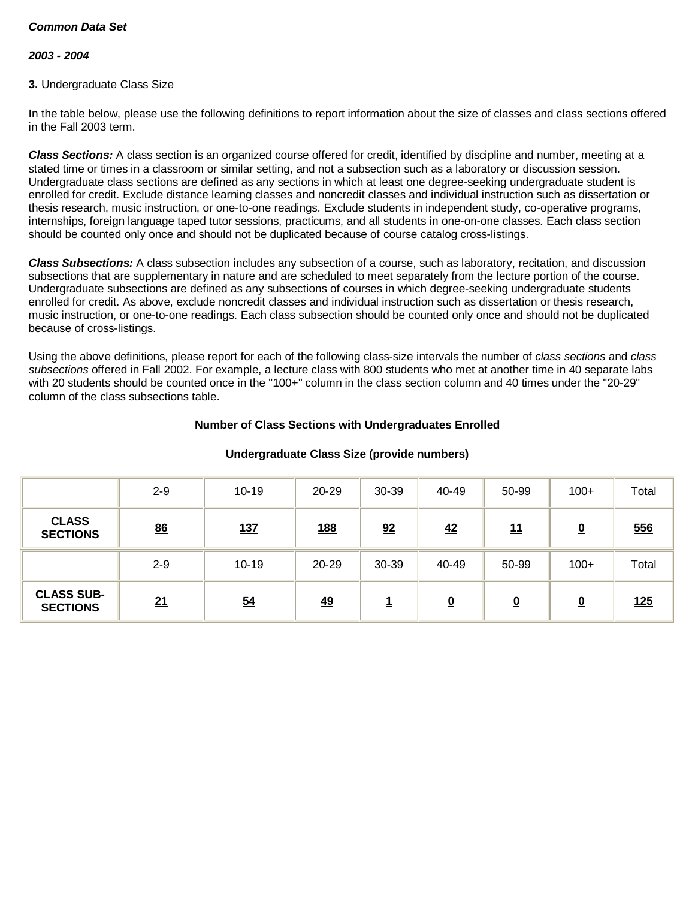***Common Data Set***

***2003 - 2004***

**3.** Undergraduate Class Size

In the table below, please use the following definitions to report information about the size of classes and class sections offered in the Fall 2003 term.

***Class Sections:*** A class section is an organized course offered for credit, identified by discipline and number, meeting at a stated time or times in a classroom or similar setting, and not a subsection such as a laboratory or discussion session. Undergraduate class sections are defined as any sections in which at least one degree-seeking undergraduate student is enrolled for credit. Exclude distance learning classes and noncredit classes and individual instruction such as dissertation or thesis research, music instruction, or one-to-one readings. Exclude students in independent study, co-operative programs, internships, foreign language taped tutor sessions, practicums, and all students in one-on-one classes. Each class section should be counted only once and should not be duplicated because of course catalog cross-listings.

***Class Subsections:*** A class subsection includes any subsection of a course, such as laboratory, recitation, and discussion subsections that are supplementary in nature and are scheduled to meet separately from the lecture portion of the course. Undergraduate subsections are defined as any subsections of courses in which degree-seeking undergraduate students enrolled for credit. As above, exclude noncredit classes and individual instruction such as dissertation or thesis research, music instruction, or one-to-one readings. Each class subsection should be counted only once and should not be duplicated because of cross-listings.

Using the above definitions, please report for each of the following class-size intervals the number of *class sections* and *class subsections* offered in Fall 2002. For example, a lecture class with 800 students who met at another time in 40 separate labs with 20 students should be counted once in the "100+" column in the class section column and 40 times under the "20-29" column of the class subsections table.

**Number of Class Sections with Undergraduates Enrolled**

**Undergraduate Class Size (provide numbers)**

| | 2-9 | 10-19 | 20-29 | 30-39 | 40-49 | 50-99 | 100+ | Total |
|---|---|---|---|---|---|---|---|---|
| **CLASS SECTIONS** | **86** | **137** | **188** | **92** | **42** | **11** | **0** | **556** |
| | 2-9 | 10-19 | 20-29 | 30-39 | 40-49 | 50-99 | 100+ | Total |
| **CLASS SUB-SECTIONS** | **21** | **54** | **49** | **1** | **0** | **0** | **0** | **125** |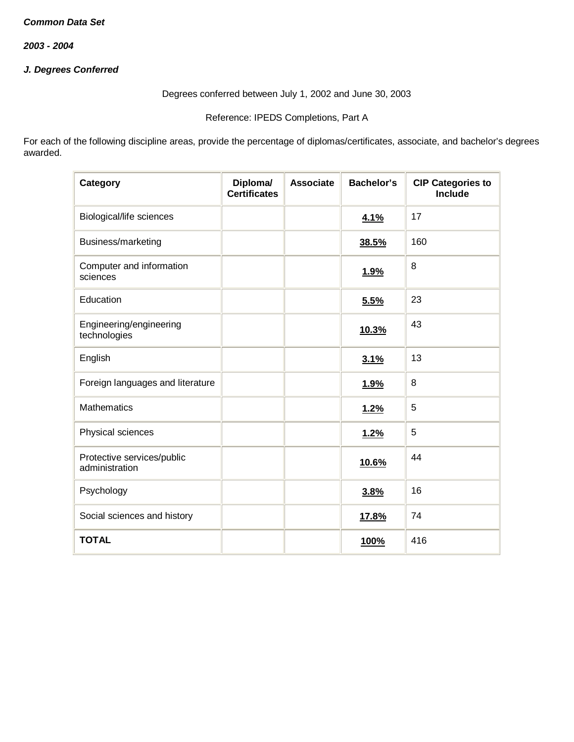***Common Data Set***

***2003 - 2004***

***J. Degrees Conferred***

Degrees conferred between July 1, 2002 and June 30, 2003

Reference: IPEDS Completions, Part A

For each of the following discipline areas, provide the percentage of diplomas/certificates, associate, and bachelor's degrees awarded.

| Category | Diploma/ Certificates | Associate | Bachelor's | CIP Categories to Include |
|---|---|---|---|---|
| Biological/life sciences | | | **4.1%** | 17 |
| Business/marketing | | | **38.5%** | 160 |
| Computer and information sciences | | | **1.9%** | 8 |
| Education | | | **5.5%** | 23 |
| Engineering/engineering technologies | | | **10.3%** | 43 |
| English | | | **3.1%** | 13 |
| Foreign languages and literature | | | **1.9%** | 8 |
| Mathematics | | | **1.2%** | 5 |
| Physical sciences | | | **1.2%** | 5 |
| Protective services/public administration | | | **10.6%** | 44 |
| Psychology | | | **3.8%** | 16 |
| Social sciences and history | | | **17.8%** | 74 |
| **TOTAL** | | | **100%** | 416 |